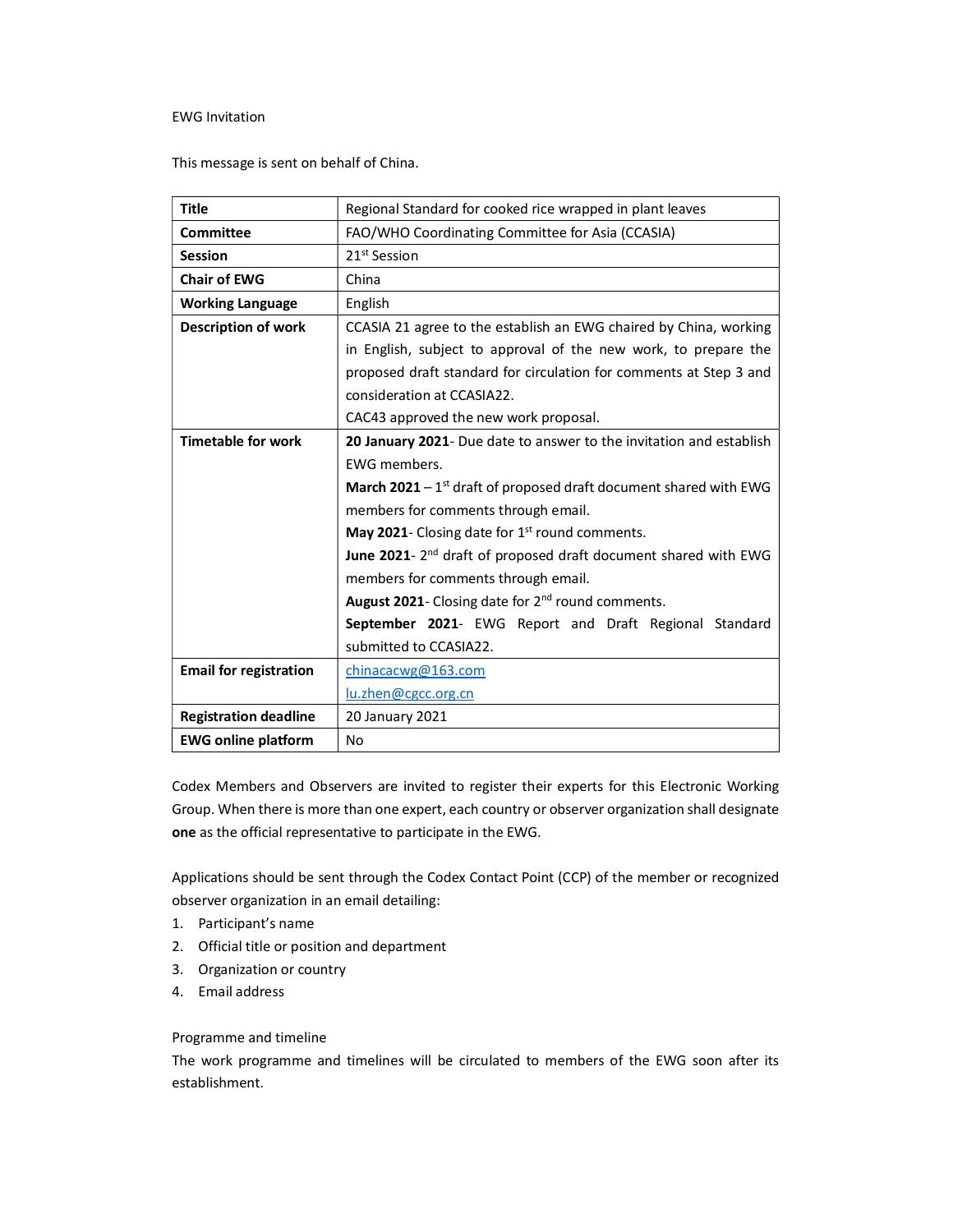EWG Invitation

This message is sent on behalf of China.

| **Title** | Regional Standard for cooked rice wrapped in plant leaves |
|---|---|
| **Committee** | FAO/WHO Coordinating Committee for Asia (CCASIA) |
| **Session** | 21st Session |
| **Chair of EWG** | China |
| **Working Language** | English |
| **Description of work** | CCASIA 21 agree to the establish an EWG chaired by China, working in English, subject to approval of the new work, to prepare the proposed draft standard for circulation for comments at Step 3 and consideration at CCASIA22.<br>CAC43 approved the new work proposal. |
| **Timetable for work** | **20 January 2021**- Due date to answer to the invitation and establish EWG members.<br>**March 2021** – 1st draft of proposed draft document shared with EWG members for comments through email.<br>**May 2021**- Closing date for 1st round comments.<br>**June 2021**- 2nd draft of proposed draft document shared with EWG members for comments through email.<br>**August 2021**- Closing date for 2nd round comments.<br>**September 2021**- EWG Report and Draft Regional Standard submitted to CCASIA22. |
| **Email for registration** | chinacacwg@163.com<br>lu.zhen@cgcc.org.cn |
| **Registration deadline** | 20 January 2021 |
| **EWG online platform** | No |

Codex Members and Observers are invited to register their experts for this Electronic Working Group. When there is more than one expert, each country or observer organization shall designate **one** as the official representative to participate in the EWG.

Applications should be sent through the Codex Contact Point (CCP) of the member or recognized observer organization in an email detailing:

1. Participant's name
2. Official title or position and department
3. Organization or country
4. Email address

Programme and timeline

The work programme and timelines will be circulated to members of the EWG soon after its establishment.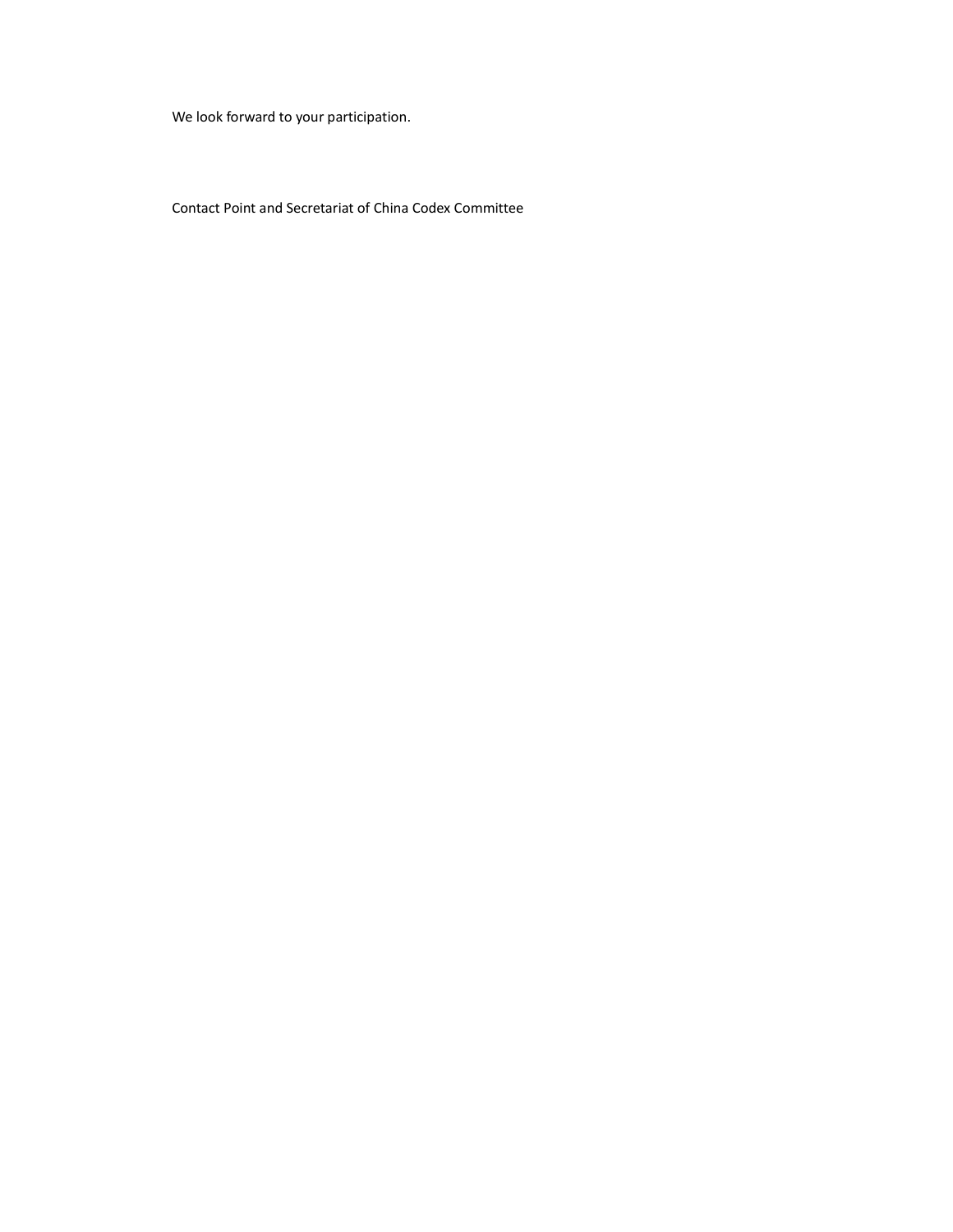We look forward to your participation.

Contact Point and Secretariat of China Codex Committee